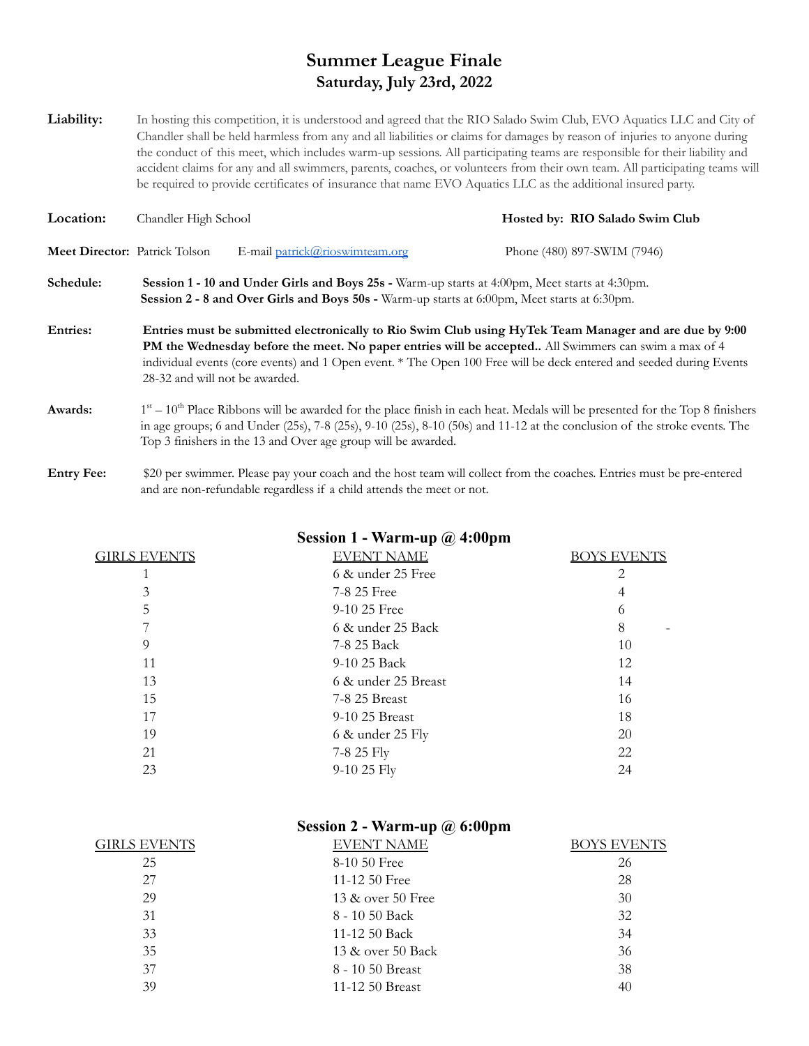# Summer League Finale
## Saturday, July 23rd, 2022

**Liability:** In hosting this competition, it is understood and agreed that the RIO Salado Swim Club, EVO Aquatics LLC and City of Chandler shall be held harmless from any and all liabilities or claims for damages by reason of injuries to anyone during the conduct of this meet, which includes warm-up sessions. All participating teams are responsible for their liability and accident claims for any and all swimmers, parents, coaches, or volunteers from their own team. All participating teams will be required to provide certificates of insurance that name EVO Aquatics LLC as the additional insured party.

**Location:** Chandler High School **Hosted by: RIO Salado Swim Club**

**Meet Director:** Patrick Tolson E-mail [patrick@rioswimteam.org](mailto:patrick@rioswimteam.org) Phone (480) 897-SWIM (7946)

**Schedule:**
**Session 1 - 10 and Under Girls and Boys 25s -** Warm-up starts at 4:00pm, Meet starts at 4:30pm.
**Session 2 - 8 and Over Girls and Boys 50s -** Warm-up starts at 6:00pm, Meet starts at 6:30pm.

**Entries:** **Entries must be submitted electronically to Rio Swim Club using HyTek Team Manager and are due by 9:00 PM the Wednesday before the meet. No paper entries will be accepted..** All Swimmers can swim a max of 4 individual events (core events) and 1 Open event. * The Open 100 Free will be deck entered and seeded during Events 28-32 and will not be awarded.

**Awards:** 1st – 10th Place Ribbons will be awarded for the place finish in each heat. Medals will be presented for the Top 8 finishers in age groups; 6 and Under (25s), 7-8 (25s), 9-10 (25s), 8-10 (50s) and 11-12 at the conclusion of the stroke events. The Top 3 finishers in the 13 and Over age group will be awarded.

**Entry Fee:** $20 per swimmer. Please pay your coach and the host team will collect from the coaches. Entries must be pre-entered and are non-refundable regardless if a child attends the meet or not.

## Session 1 - Warm-up @ 4:00pm

| GIRLS EVENTS | EVENT NAME | BOYS EVENTS |
|---|---|---|
| 1 | 6 & under 25 Free | 2 |
| 3 | 7-8 25 Free | 4 |
| 5 | 9-10 25 Free | 6 |
| 7 | 6 & under 25 Back | 8 - |
| 9 | 7-8 25 Back | 10 |
| 11 | 9-10 25 Back | 12 |
| 13 | 6 & under 25 Breast | 14 |
| 15 | 7-8 25 Breast | 16 |
| 17 | 9-10 25 Breast | 18 |
| 19 | 6 & under 25 Fly | 20 |
| 21 | 7-8 25 Fly | 22 |
| 23 | 9-10 25 Fly | 24 |

## Session 2 - Warm-up @ 6:00pm

| GIRLS EVENTS | EVENT NAME | BOYS EVENTS |
|---|---|---|
| 25 | 8-10 50 Free | 26 |
| 27 | 11-12 50 Free | 28 |
| 29 | 13 & over 50 Free | 30 |
| 31 | 8 - 10 50 Back | 32 |
| 33 | 11-12 50 Back | 34 |
| 35 | 13 & over 50 Back | 36 |
| 37 | 8 - 10 50 Breast | 38 |
| 39 | 11-12 50 Breast | 40 |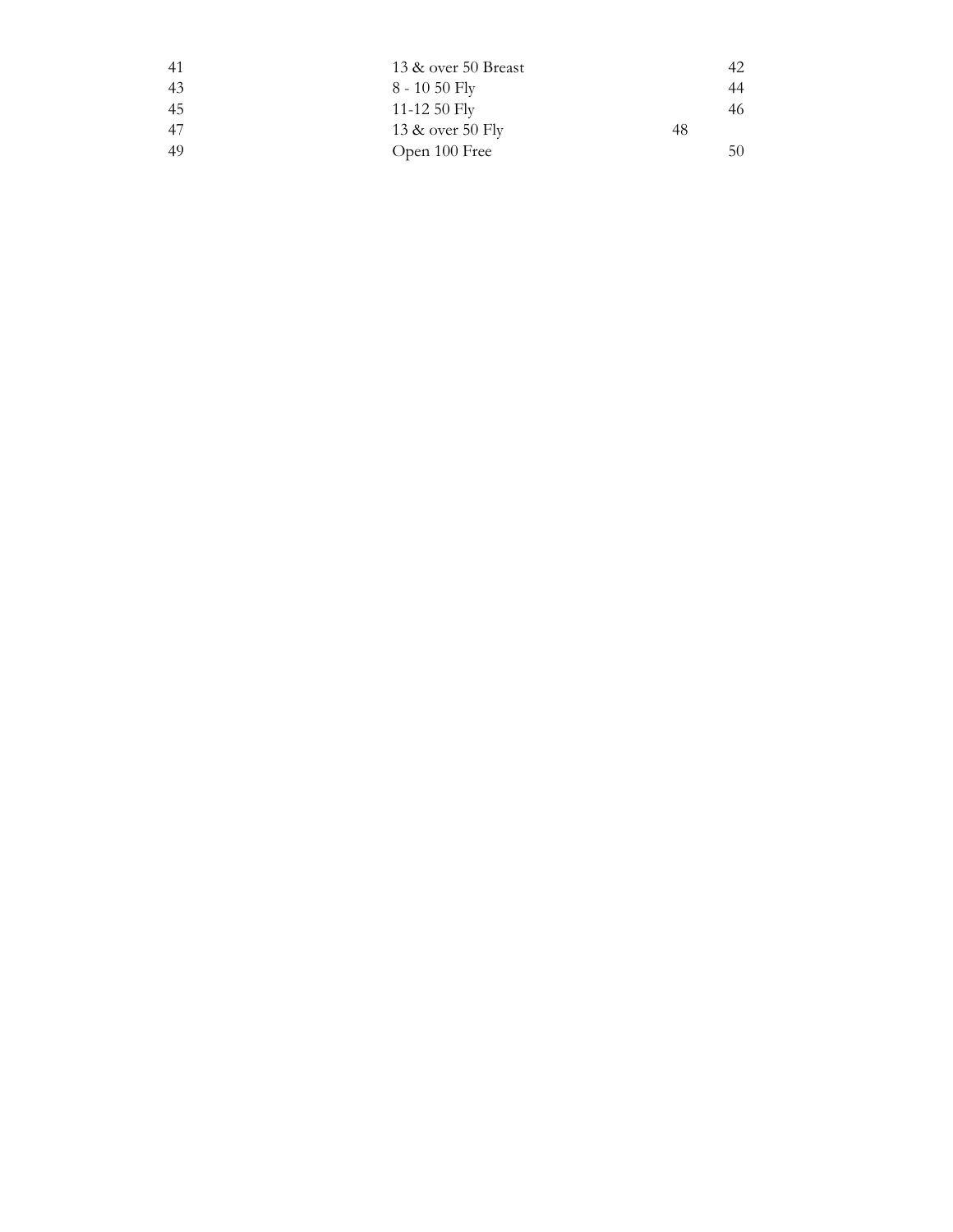| | | |
|---|---|---|
| 41 | 13 & over 50 Breast | 42 |
| 43 | 8 - 10 50 Fly | 44 |
| 45 | 11-12 50 Fly | 46 |
| 47 | 13 & over 50 Fly | 48 |
| 49 | Open 100 Free | 50 |